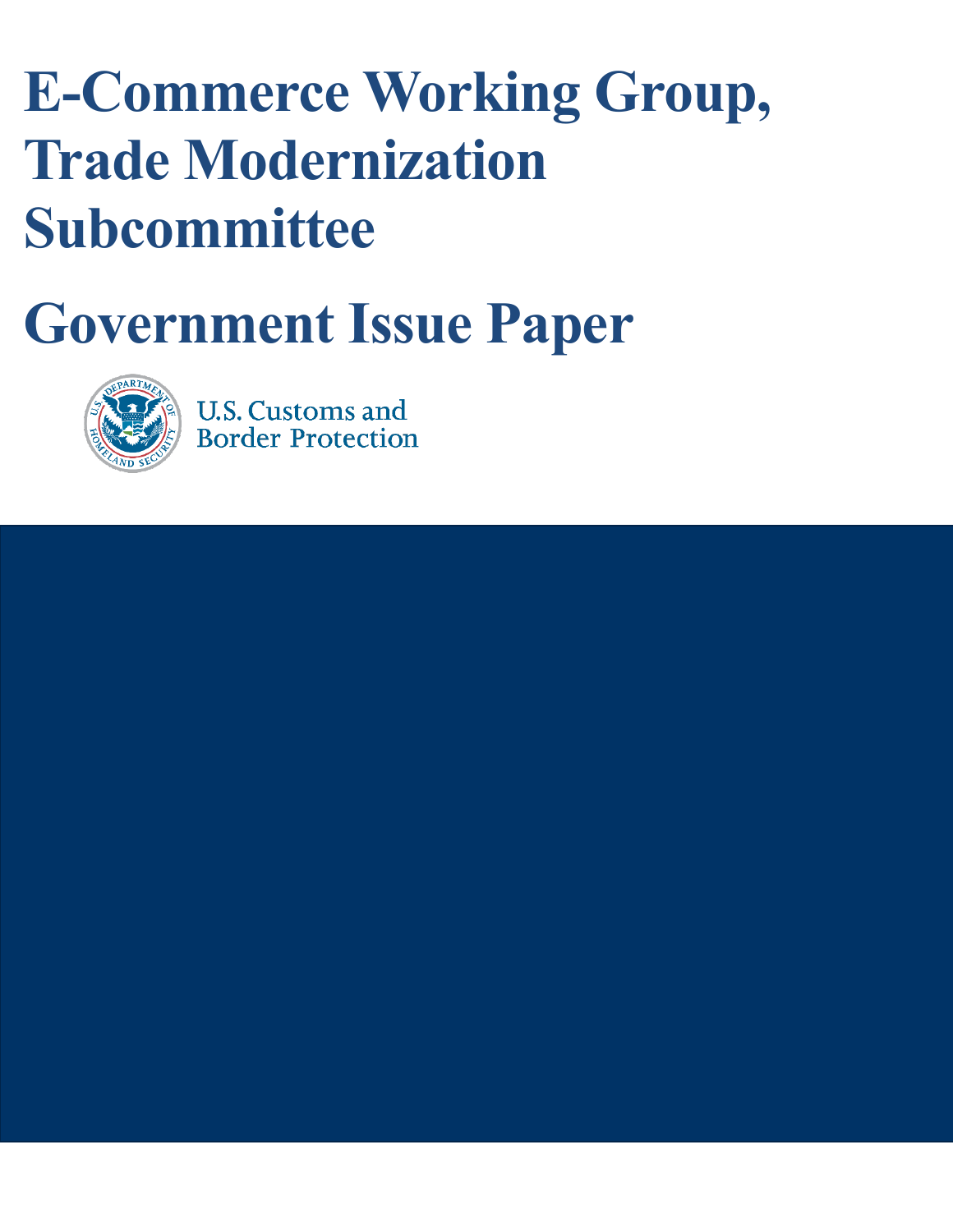# E-Commerce Working Group, Trade Modernization Subcommittee

# Government Issue Paper

U.S. Customs and Border Protection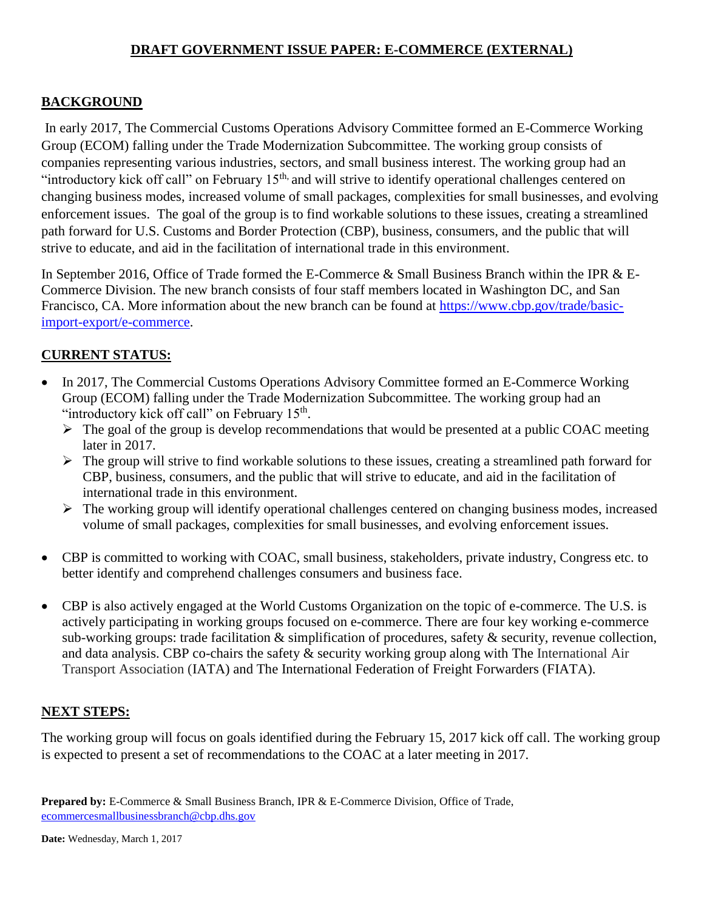# DRAFT GOVERNMENT ISSUE PAPER: E-COMMERCE (EXTERNAL)

## BACKGROUND

In early 2017, The Commercial Customs Operations Advisory Committee formed an E-Commerce Working Group (ECOM) falling under the Trade Modernization Subcommittee. The working group consists of companies representing various industries, sectors, and small business interest. The working group had an "introductory kick off call" on February 15th, and will strive to identify operational challenges centered on changing business modes, increased volume of small packages, complexities for small businesses, and evolving enforcement issues. The goal of the group is to find workable solutions to these issues, creating a streamlined path forward for U.S. Customs and Border Protection (CBP), business, consumers, and the public that will strive to educate, and aid in the facilitation of international trade in this environment.

In September 2016, Office of Trade formed the E-Commerce & Small Business Branch within the IPR & E-Commerce Division. The new branch consists of four staff members located in Washington DC, and San Francisco, CA. More information about the new branch can be found at https://www.cbp.gov/trade/basic-import-export/e-commerce.

## CURRENT STATUS:

- In 2017, The Commercial Customs Operations Advisory Committee formed an E-Commerce Working Group (ECOM) falling under the Trade Modernization Subcommittee. The working group had an "introductory kick off call" on February 15th.
  - The goal of the group is develop recommendations that would be presented at a public COAC meeting later in 2017.
  - The group will strive to find workable solutions to these issues, creating a streamlined path forward for CBP, business, consumers, and the public that will strive to educate, and aid in the facilitation of international trade in this environment.
  - The working group will identify operational challenges centered on changing business modes, increased volume of small packages, complexities for small businesses, and evolving enforcement issues.

- CBP is committed to working with COAC, small business, stakeholders, private industry, Congress etc. to better identify and comprehend challenges consumers and business face.

- CBP is also actively engaged at the World Customs Organization on the topic of e-commerce. The U.S. is actively participating in working groups focused on e-commerce. There are four key working e-commerce sub-working groups: trade facilitation & simplification of procedures, safety & security, revenue collection, and data analysis. CBP co-chairs the safety & security working group along with The International Air Transport Association (IATA) and The International Federation of Freight Forwarders (FIATA).

## NEXT STEPS:

The working group will focus on goals identified during the February 15, 2017 kick off call. The working group is expected to present a set of recommendations to the COAC at a later meeting in 2017.

**Prepared by:** E-Commerce & Small Business Branch, IPR & E-Commerce Division, Office of Trade, ecommercesmallbusinessbranch@cbp.dhs.gov

**Date:** Wednesday, March 1, 2017